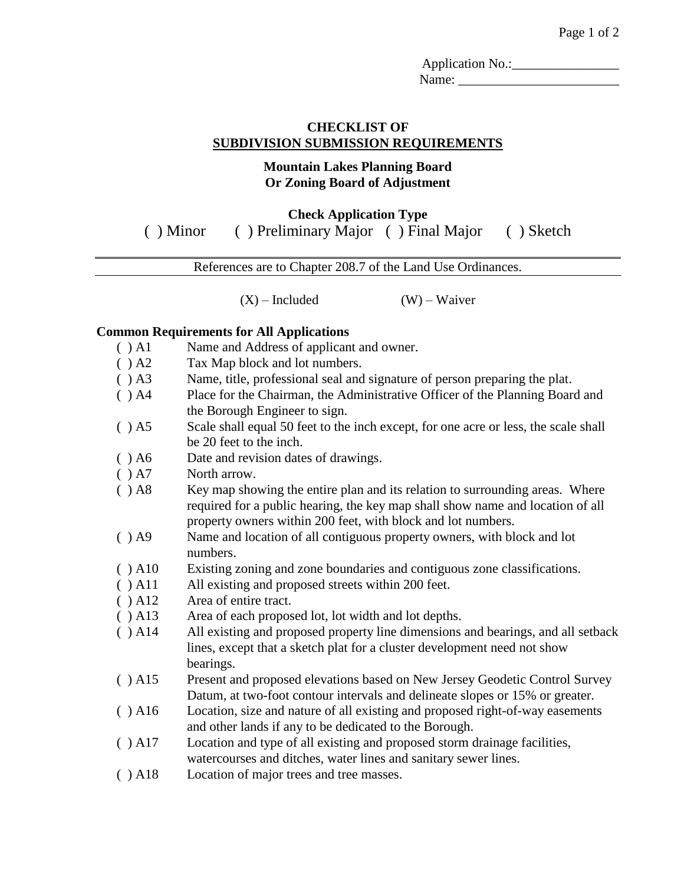Application No.:________________
Name: _________________________

# CHECKLIST OF
## SUBDIVISION SUBMISSION REQUIREMENTS

**Mountain Lakes Planning Board**
**Or Zoning Board of Adjustment**

**Check Application Type**

( ) Minor ( ) Preliminary Major ( ) Final Major ( ) Sketch

---

References are to Chapter 208.7 of the Land Use Ordinances.

---

(X) – Included (W) – Waiver

**Common Requirements for All Applications**

( ) A1 Name and Address of applicant and owner.

( ) A2 Tax Map block and lot numbers.

( ) A3 Name, title, professional seal and signature of person preparing the plat.

( ) A4 Place for the Chairman, the Administrative Officer of the Planning Board and the Borough Engineer to sign.

( ) A5 Scale shall equal 50 feet to the inch except, for one acre or less, the scale shall be 20 feet to the inch.

( ) A6 Date and revision dates of drawings.

( ) A7 North arrow.

( ) A8 Key map showing the entire plan and its relation to surrounding areas. Where required for a public hearing, the key map shall show name and location of all property owners within 200 feet, with block and lot numbers.

( ) A9 Name and location of all contiguous property owners, with block and lot numbers.

( ) A10 Existing zoning and zone boundaries and contiguous zone classifications.

( ) A11 All existing and proposed streets within 200 feet.

( ) A12 Area of entire tract.

( ) A13 Area of each proposed lot, lot width and lot depths.

( ) A14 All existing and proposed property line dimensions and bearings, and all setback lines, except that a sketch plat for a cluster development need not show bearings.

( ) A15 Present and proposed elevations based on New Jersey Geodetic Control Survey Datum, at two-foot contour intervals and delineate slopes or 15% or greater.

( ) A16 Location, size and nature of all existing and proposed right-of-way easements and other lands if any to be dedicated to the Borough.

( ) A17 Location and type of all existing and proposed storm drainage facilities, watercourses and ditches, water lines and sanitary sewer lines.

( ) A18 Location of major trees and tree masses.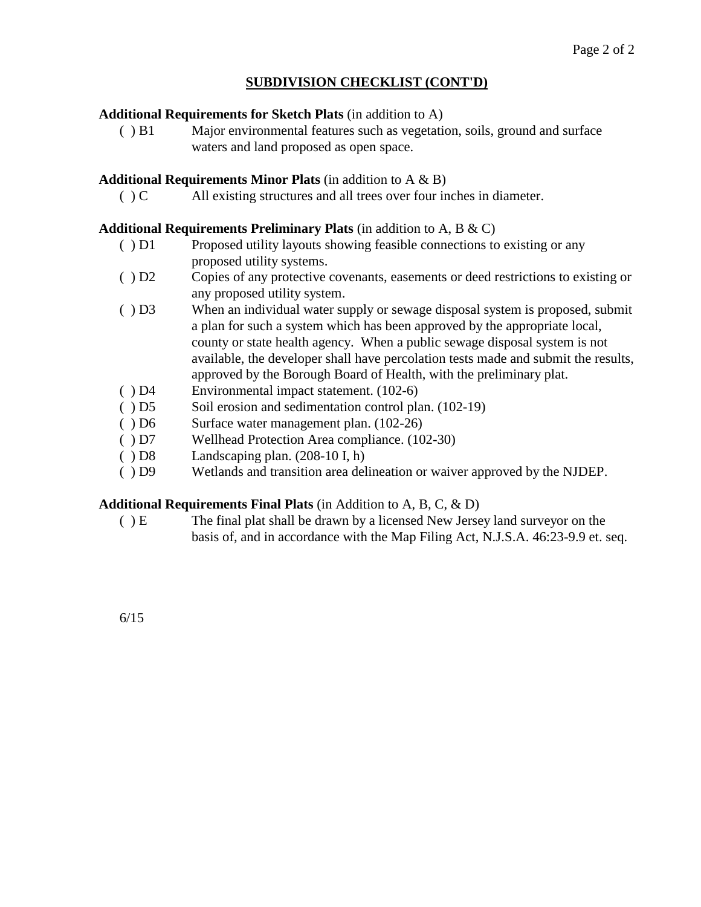## SUBDIVISION CHECKLIST (CONT'D)

**Additional Requirements for Sketch Plats** (in addition to A)

( ) B1 Major environmental features such as vegetation, soils, ground and surface waters and land proposed as open space.

**Additional Requirements Minor Plats** (in addition to A & B)

( ) C All existing structures and all trees over four inches in diameter.

**Additional Requirements Preliminary Plats** (in addition to A, B & C)

( ) D1 Proposed utility layouts showing feasible connections to existing or any proposed utility systems.

( ) D2 Copies of any protective covenants, easements or deed restrictions to existing or any proposed utility system.

( ) D3 When an individual water supply or sewage disposal system is proposed, submit a plan for such a system which has been approved by the appropriate local, county or state health agency. When a public sewage disposal system is not available, the developer shall have percolation tests made and submit the results, approved by the Borough Board of Health, with the preliminary plat.

( ) D4 Environmental impact statement. (102-6)

( ) D5 Soil erosion and sedimentation control plan. (102-19)

( ) D6 Surface water management plan. (102-26)

( ) D7 Wellhead Protection Area compliance. (102-30)

( ) D8 Landscaping plan. (208-10 I, h)

( ) D9 Wetlands and transition area delineation or waiver approved by the NJDEP.

**Additional Requirements Final Plats** (in Addition to A, B, C, & D)

( ) E The final plat shall be drawn by a licensed New Jersey land surveyor on the basis of, and in accordance with the Map Filing Act, N.J.S.A. 46:23-9.9 et. seq.

6/15